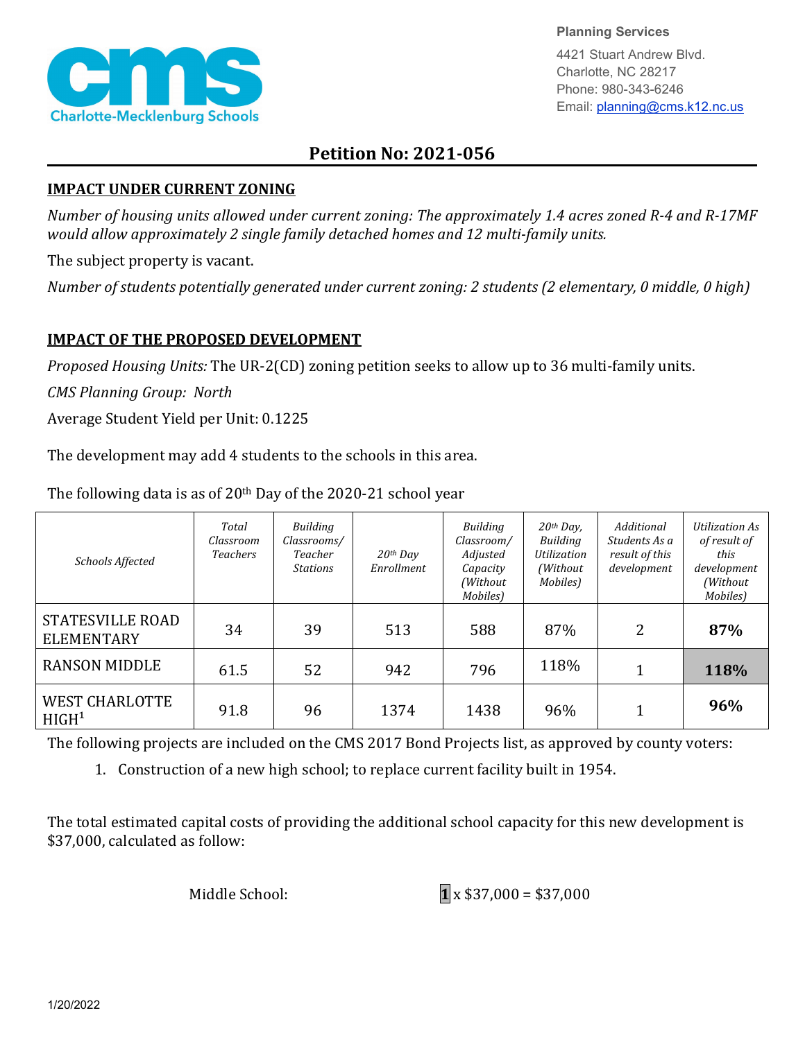Planning Services
4421 Stuart Andrew Blvd.
Charlotte, NC 28217
Phone: 980-343-6246
Email: planning@cms.k12.nc.us

# Petition No: 2021-056

## IMPACT UNDER CURRENT ZONING

*Number of housing units allowed under current zoning: The approximately 1.4 acres zoned R-4 and R-17MF would allow approximately 2 single family detached homes and 12 multi-family units.*

The subject property is vacant.

*Number of students potentially generated under current zoning: 2 students (2 elementary, 0 middle, 0 high)*

## IMPACT OF THE PROPOSED DEVELOPMENT

*Proposed Housing Units:* The UR-2(CD) zoning petition seeks to allow up to 36 multi-family units.

*CMS Planning Group:* North

Average Student Yield per Unit: 0.1225

The development may add 4 students to the schools in this area.

The following data is as of 20th Day of the 2020-21 school year

| Schools Affected | Total Classroom Teachers | Building Classrooms/ Teacher Stations | 20th Day Enrollment | Building Classroom/ Adjusted Capacity (Without Mobiles) | 20th Day, Building Utilization (Without Mobiles) | Additional Students As a result of this development | Utilization As of result of this development (Without Mobiles) |
|---|---|---|---|---|---|---|---|
| STATESVILLE ROAD ELEMENTARY | 34 | 39 | 513 | 588 | 87% | 2 | **87%** |
| RANSON MIDDLE | 61.5 | 52 | 942 | 796 | 118% | 1 | **118%** |
| WEST CHARLOTTE HIGH[1] | 91.8 | 96 | 1374 | 1438 | 96% | 1 | **96%** |

The following projects are included on the CMS 2017 Bond Projects list, as approved by county voters:

1. Construction of a new high school; to replace current facility built in 1954.

The total estimated capital costs of providing the additional school capacity for this new development is $37,000, calculated as follow:

Middle School: **1** x $37,000 = $37,000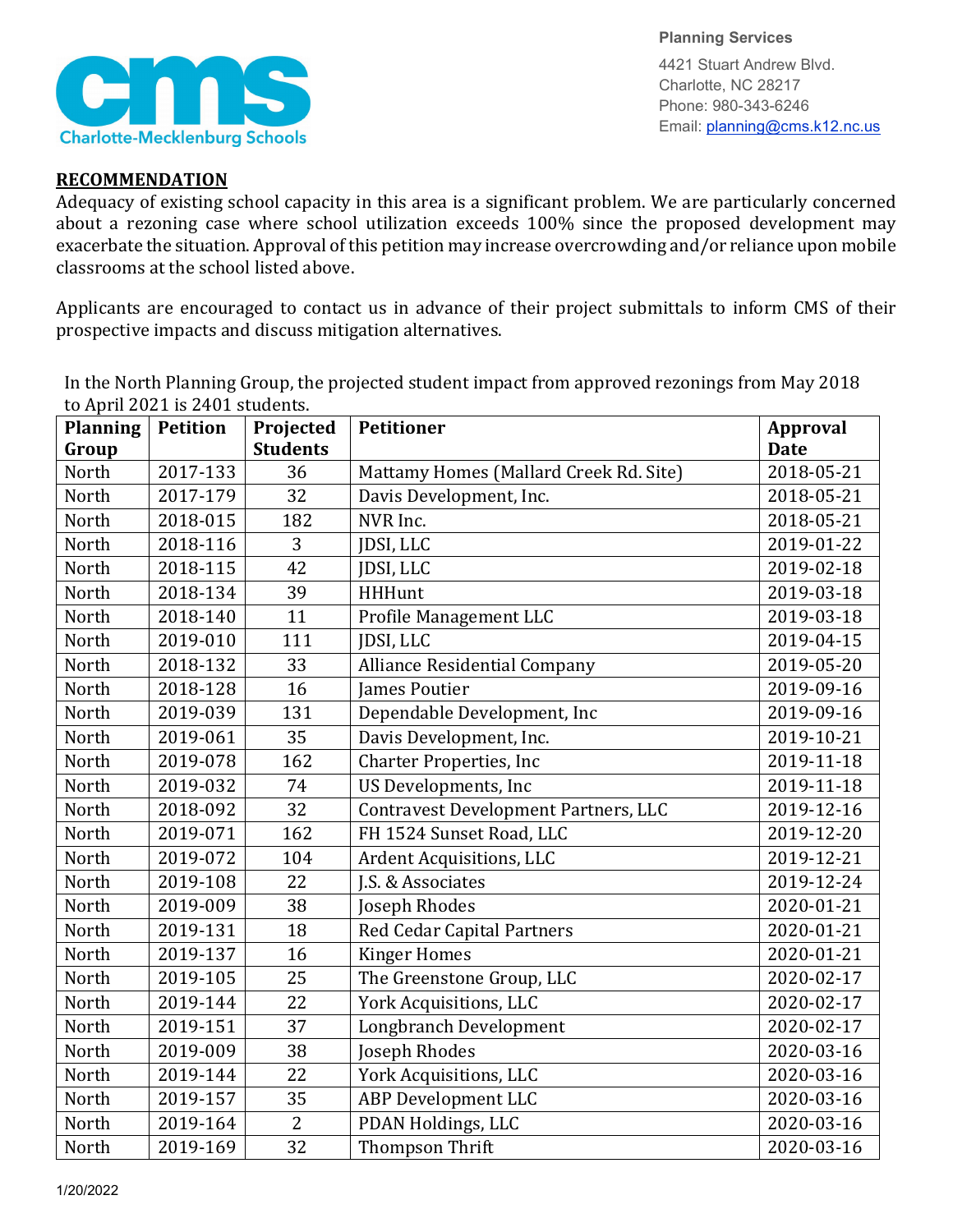## RECOMMENDATION

Adequacy of existing school capacity in this area is a significant problem. We are particularly concerned about a rezoning case where school utilization exceeds 100% since the proposed development may exacerbate the situation. Approval of this petition may increase overcrowding and/or reliance upon mobile classrooms at the school listed above.

Applicants are encouraged to contact us in advance of their project submittals to inform CMS of their prospective impacts and discuss mitigation alternatives.

In the North Planning Group, the projected student impact from approved rezonings from May 2018 to April 2021 is 2401 students.

| Planning Group | Petition | Projected Students | Petitioner | Approval Date |
|---|---|---|---|---|
| North | 2017-133 | 36 | Mattamy Homes (Mallard Creek Rd. Site) | 2018-05-21 |
| North | 2017-179 | 32 | Davis Development, Inc. | 2018-05-21 |
| North | 2018-015 | 182 | NVR Inc. | 2018-05-21 |
| North | 2018-116 | 3 | JDSI, LLC | 2019-01-22 |
| North | 2018-115 | 42 | JDSI, LLC | 2019-02-18 |
| North | 2018-134 | 39 | HHHunt | 2019-03-18 |
| North | 2018-140 | 11 | Profile Management LLC | 2019-03-18 |
| North | 2019-010 | 111 | JDSI, LLC | 2019-04-15 |
| North | 2018-132 | 33 | Alliance Residential Company | 2019-05-20 |
| North | 2018-128 | 16 | James Poutier | 2019-09-16 |
| North | 2019-039 | 131 | Dependable Development, Inc | 2019-09-16 |
| North | 2019-061 | 35 | Davis Development, Inc. | 2019-10-21 |
| North | 2019-078 | 162 | Charter Properties, Inc | 2019-11-18 |
| North | 2019-032 | 74 | US Developments, Inc | 2019-11-18 |
| North | 2018-092 | 32 | Contravest Development Partners, LLC | 2019-12-16 |
| North | 2019-071 | 162 | FH 1524 Sunset Road, LLC | 2019-12-20 |
| North | 2019-072 | 104 | Ardent Acquisitions, LLC | 2019-12-21 |
| North | 2019-108 | 22 | J.S. & Associates | 2019-12-24 |
| North | 2019-009 | 38 | Joseph Rhodes | 2020-01-21 |
| North | 2019-131 | 18 | Red Cedar Capital Partners | 2020-01-21 |
| North | 2019-137 | 16 | Kinger Homes | 2020-01-21 |
| North | 2019-105 | 25 | The Greenstone Group, LLC | 2020-02-17 |
| North | 2019-144 | 22 | York Acquisitions, LLC | 2020-02-17 |
| North | 2019-151 | 37 | Longbranch Development | 2020-02-17 |
| North | 2019-009 | 38 | Joseph Rhodes | 2020-03-16 |
| North | 2019-144 | 22 | York Acquisitions, LLC | 2020-03-16 |
| North | 2019-157 | 35 | ABP Development LLC | 2020-03-16 |
| North | 2019-164 | 2 | PDAN Holdings, LLC | 2020-03-16 |
| North | 2019-169 | 32 | Thompson Thrift | 2020-03-16 |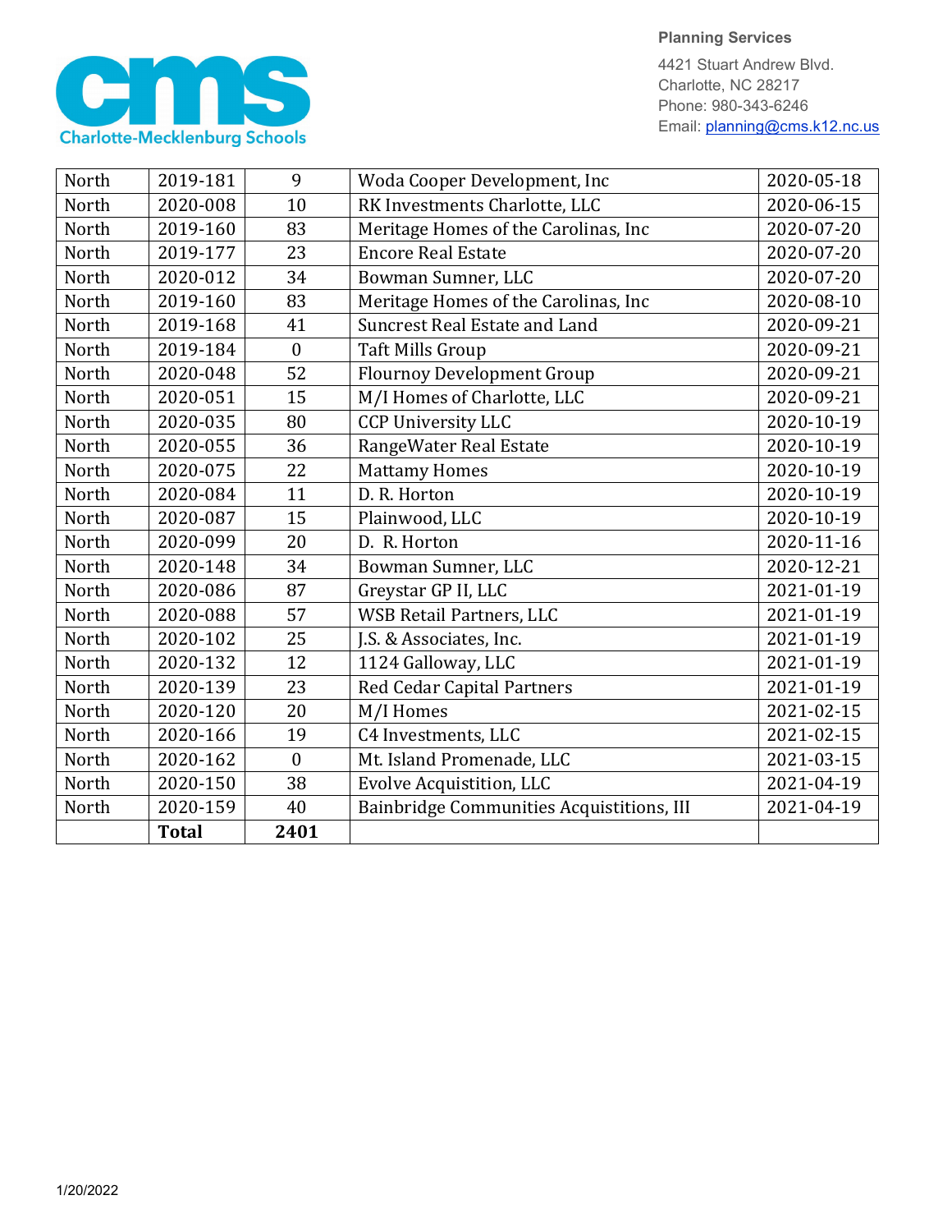**Planning Services**

4421 Stuart Andrew Blvd.
Charlotte, NC 28217
Phone: 980-343-6246
Email: planning@cms.k12.nc.us

| | | | | |
|---|---|---|---|---|
| North | 2019-181 | 9 | Woda Cooper Development, Inc | 2020-05-18 |
| North | 2020-008 | 10 | RK Investments Charlotte, LLC | 2020-06-15 |
| North | 2019-160 | 83 | Meritage Homes of the Carolinas, Inc | 2020-07-20 |
| North | 2019-177 | 23 | Encore Real Estate | 2020-07-20 |
| North | 2020-012 | 34 | Bowman Sumner, LLC | 2020-07-20 |
| North | 2019-160 | 83 | Meritage Homes of the Carolinas, Inc | 2020-08-10 |
| North | 2019-168 | 41 | Suncrest Real Estate and Land | 2020-09-21 |
| North | 2019-184 | 0 | Taft Mills Group | 2020-09-21 |
| North | 2020-048 | 52 | Flournoy Development Group | 2020-09-21 |
| North | 2020-051 | 15 | M/I Homes of Charlotte, LLC | 2020-09-21 |
| North | 2020-035 | 80 | CCP University LLC | 2020-10-19 |
| North | 2020-055 | 36 | RangeWater Real Estate | 2020-10-19 |
| North | 2020-075 | 22 | Mattamy Homes | 2020-10-19 |
| North | 2020-084 | 11 | D. R. Horton | 2020-10-19 |
| North | 2020-087 | 15 | Plainwood, LLC | 2020-10-19 |
| North | 2020-099 | 20 | D. R. Horton | 2020-11-16 |
| North | 2020-148 | 34 | Bowman Sumner, LLC | 2020-12-21 |
| North | 2020-086 | 87 | Greystar GP II, LLC | 2021-01-19 |
| North | 2020-088 | 57 | WSB Retail Partners, LLC | 2021-01-19 |
| North | 2020-102 | 25 | J.S. & Associates, Inc. | 2021-01-19 |
| North | 2020-132 | 12 | 1124 Galloway, LLC | 2021-01-19 |
| North | 2020-139 | 23 | Red Cedar Capital Partners | 2021-01-19 |
| North | 2020-120 | 20 | M/I Homes | 2021-02-15 |
| North | 2020-166 | 19 | C4 Investments, LLC | 2021-02-15 |
| North | 2020-162 | 0 | Mt. Island Promenade, LLC | 2021-03-15 |
| North | 2020-150 | 38 | Evolve Acquistition, LLC | 2021-04-19 |
| North | 2020-159 | 40 | Bainbridge Communities Acquistitions, III | 2021-04-19 |
| | **Total** | **2401** | | |

1/20/2022